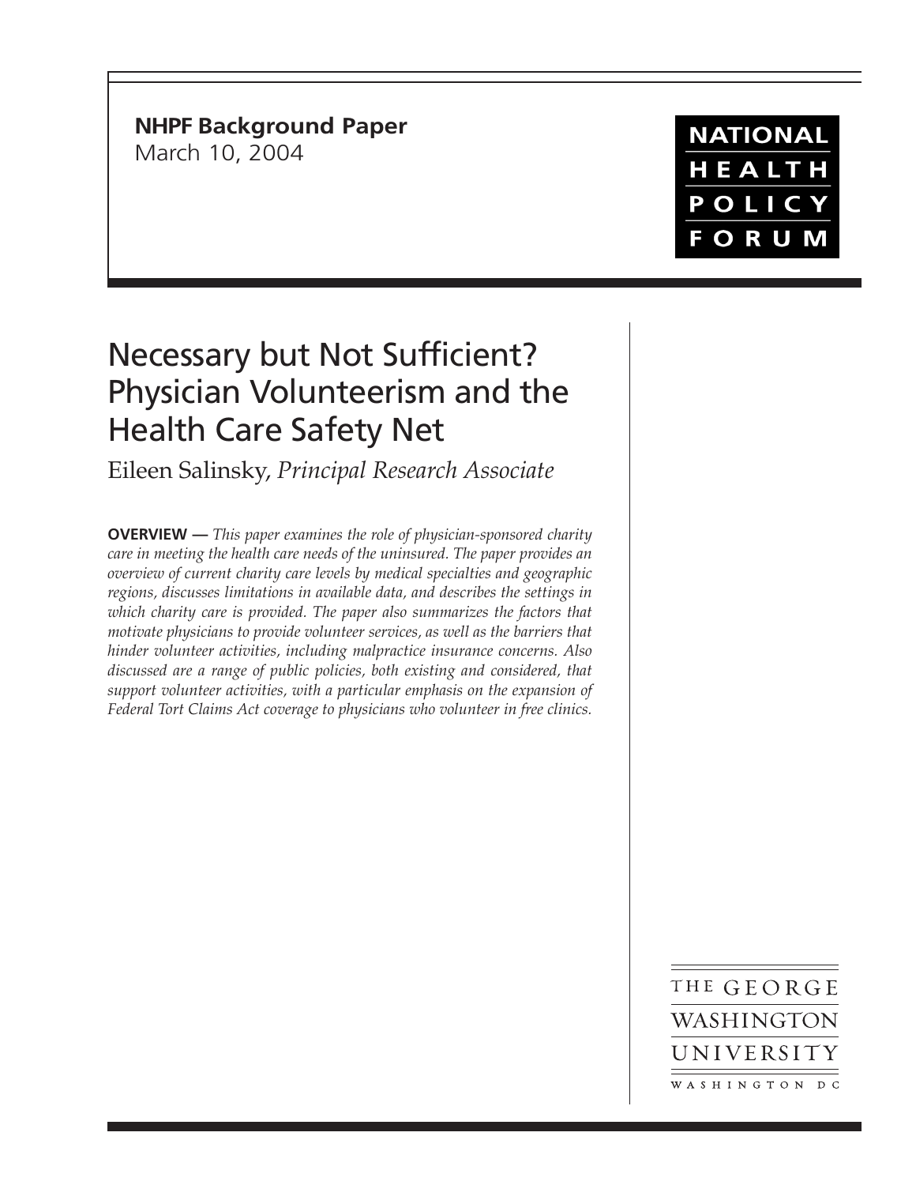**NHPF Background Paper**
March 10, 2004

NATIONAL HEALTH POLICY FORUM

# Necessary but Not Sufficient? Physician Volunteerism and the Health Care Safety Net

Eileen Salinsky, *Principal Research Associate*

**OVERVIEW —** *This paper examines the role of physician-sponsored charity care in meeting the health care needs of the uninsured. The paper provides an overview of current charity care levels by medical specialties and geographic regions, discusses limitations in available data, and describes the settings in which charity care is provided. The paper also summarizes the factors that motivate physicians to provide volunteer services, as well as the barriers that hinder volunteer activities, including malpractice insurance concerns. Also discussed are a range of public policies, both existing and considered, that support volunteer activities, with a particular emphasis on the expansion of Federal Tort Claims Act coverage to physicians who volunteer in free clinics.*

THE GEORGE WASHINGTON UNIVERSITY
WASHINGTON DC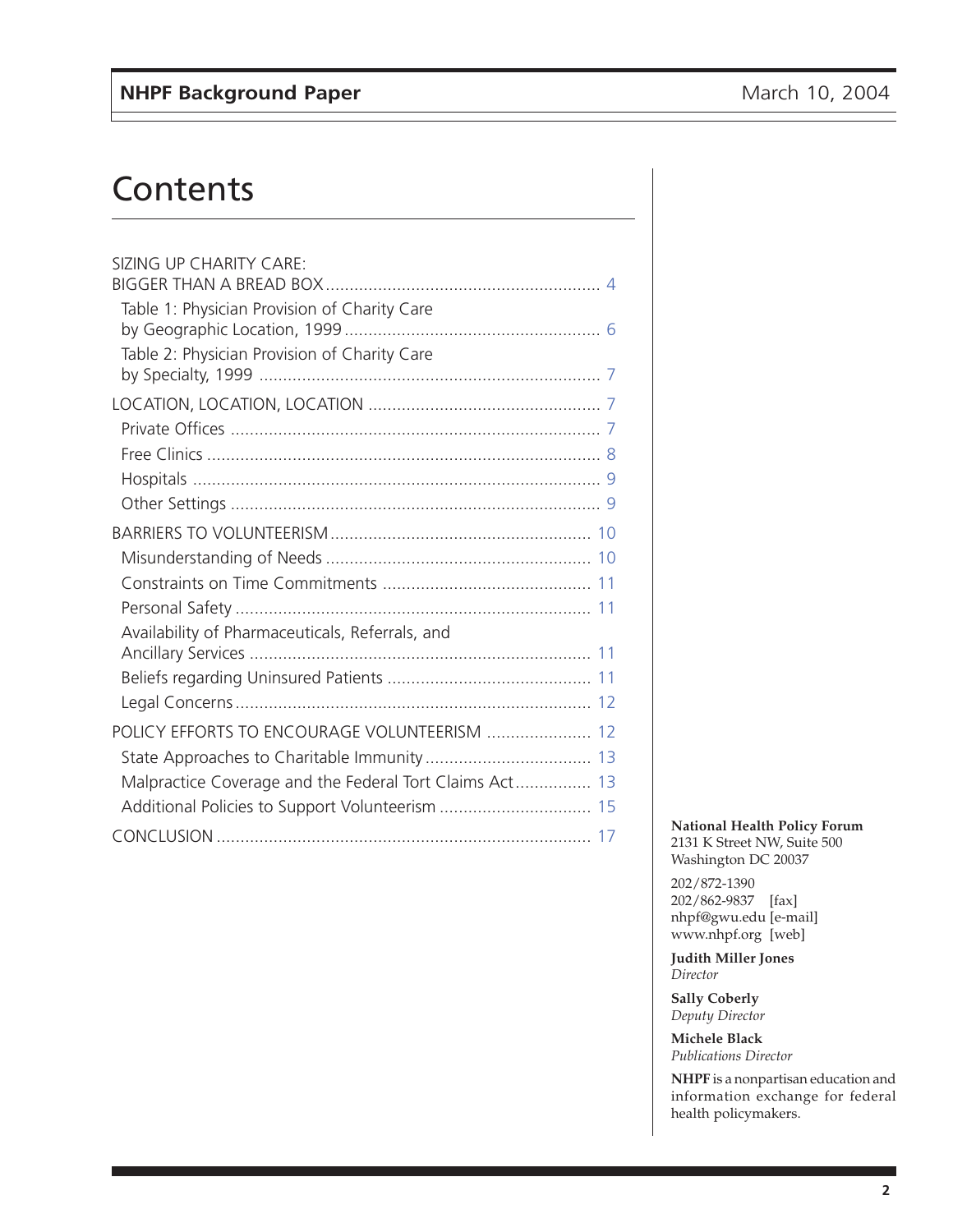# Contents

SIZING UP CHARITY CARE: BIGGER THAN A BREAD BOX .......... 4

- Table 1: Physician Provision of Charity Care by Geographic Location, 1999 .......... 6
- Table 2: Physician Provision of Charity Care by Specialty, 1999 .......... 7

LOCATION, LOCATION, LOCATION .......... 7

- Private Offices .......... 7
- Free Clinics .......... 8
- Hospitals .......... 9
- Other Settings .......... 9

BARRIERS TO VOLUNTEERISM .......... 10

- Misunderstanding of Needs .......... 10
- Constraints on Time Commitments .......... 11
- Personal Safety .......... 11
- Availability of Pharmaceuticals, Referrals, and Ancillary Services .......... 11
- Beliefs regarding Uninsured Patients .......... 11
- Legal Concerns .......... 12

POLICY EFFORTS TO ENCOURAGE VOLUNTEERISM .......... 12

- State Approaches to Charitable Immunity .......... 13
- Malpractice Coverage and the Federal Tort Claims Act .......... 13
- Additional Policies to Support Volunteerism .......... 15

CONCLUSION .......... 17

**National Health Policy Forum**
2131 K Street NW, Suite 500
Washington DC 20037

202/872-1390
202/862-9837 [fax]
nhpf@gwu.edu [e-mail]
www.nhpf.org [web]

**Judith Miller Jones**
*Director*

**Sally Coberly**
*Deputy Director*

**Michele Black**
*Publications Director*

**NHPF** is a nonpartisan education and information exchange for federal health policymakers.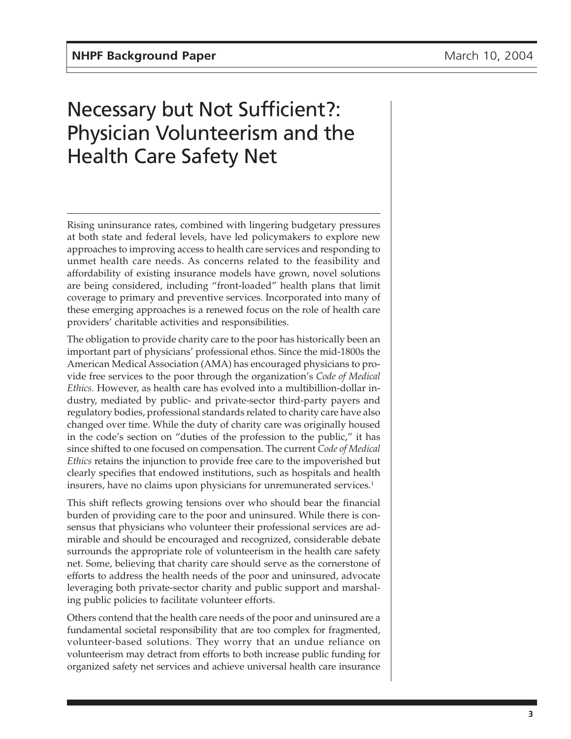# Necessary but Not Sufficient?: Physician Volunteerism and the Health Care Safety Net

Rising uninsurance rates, combined with lingering budgetary pressures at both state and federal levels, have led policymakers to explore new approaches to improving access to health care services and responding to unmet health care needs. As concerns related to the feasibility and affordability of existing insurance models have grown, novel solutions are being considered, including "front-loaded" health plans that limit coverage to primary and preventive services. Incorporated into many of these emerging approaches is a renewed focus on the role of health care providers' charitable activities and responsibilities.

The obligation to provide charity care to the poor has historically been an important part of physicians' professional ethos. Since the mid-1800s the American Medical Association (AMA) has encouraged physicians to provide free services to the poor through the organization's *Code of Medical Ethics.* However, as health care has evolved into a multibillion-dollar industry, mediated by public- and private-sector third-party payers and regulatory bodies, professional standards related to charity care have also changed over time. While the duty of charity care was originally housed in the code's section on "duties of the profession to the public," it has since shifted to one focused on compensation. The current *Code of Medical Ethics* retains the injunction to provide free care to the impoverished but clearly specifies that endowed institutions, such as hospitals and health insurers, have no claims upon physicians for unremunerated services.[1]

This shift reflects growing tensions over who should bear the financial burden of providing care to the poor and uninsured. While there is consensus that physicians who volunteer their professional services are admirable and should be encouraged and recognized, considerable debate surrounds the appropriate role of volunteerism in the health care safety net. Some, believing that charity care should serve as the cornerstone of efforts to address the health needs of the poor and uninsured, advocate leveraging both private-sector charity and public support and marshaling public policies to facilitate volunteer efforts.

Others contend that the health care needs of the poor and uninsured are a fundamental societal responsibility that are too complex for fragmented, volunteer-based solutions. They worry that an undue reliance on volunteerism may detract from efforts to both increase public funding for organized safety net services and achieve universal health care insurance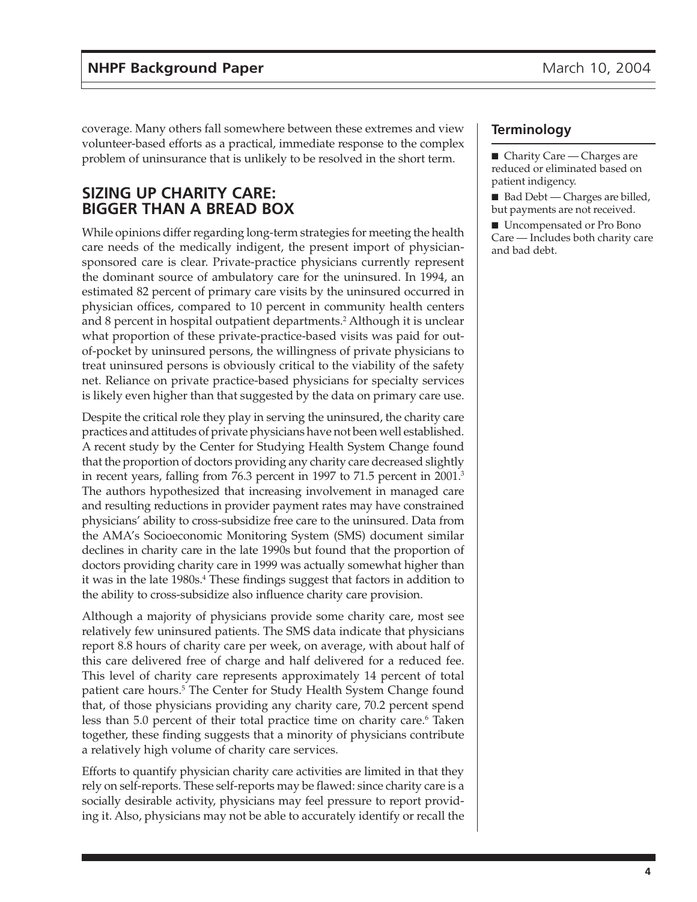coverage. Many others fall somewhere between these extremes and view volunteer-based efforts as a practical, immediate response to the complex problem of uninsurance that is unlikely to be resolved in the short term.

## SIZING UP CHARITY CARE: BIGGER THAN A BREAD BOX

While opinions differ regarding long-term strategies for meeting the health care needs of the medically indigent, the present import of physician-sponsored care is clear. Private-practice physicians currently represent the dominant source of ambulatory care for the uninsured. In 1994, an estimated 82 percent of primary care visits by the uninsured occurred in physician offices, compared to 10 percent in community health centers and 8 percent in hospital outpatient departments.[2] Although it is unclear what proportion of these private-practice-based visits was paid for out-of-pocket by uninsured persons, the willingness of private physicians to treat uninsured persons is obviously critical to the viability of the safety net. Reliance on private practice-based physicians for specialty services is likely even higher than that suggested by the data on primary care use.

Despite the critical role they play in serving the uninsured, the charity care practices and attitudes of private physicians have not been well established. A recent study by the Center for Studying Health System Change found that the proportion of doctors providing any charity care decreased slightly in recent years, falling from 76.3 percent in 1997 to 71.5 percent in 2001.[3] The authors hypothesized that increasing involvement in managed care and resulting reductions in provider payment rates may have constrained physicians' ability to cross-subsidize free care to the uninsured. Data from the AMA's Socioeconomic Monitoring System (SMS) document similar declines in charity care in the late 1990s but found that the proportion of doctors providing charity care in 1999 was actually somewhat higher than it was in the late 1980s.[4] These findings suggest that factors in addition to the ability to cross-subsidize also influence charity care provision.

Although a majority of physicians provide some charity care, most see relatively few uninsured patients. The SMS data indicate that physicians report 8.8 hours of charity care per week, on average, with about half of this care delivered free of charge and half delivered for a reduced fee. This level of charity care represents approximately 14 percent of total patient care hours.[5] The Center for Study Health System Change found that, of those physicians providing any charity care, 70.2 percent spend less than 5.0 percent of their total practice time on charity care.[6] Taken together, these finding suggests that a minority of physicians contribute a relatively high volume of charity care services.

Efforts to quantify physician charity care activities are limited in that they rely on self-reports. These self-reports may be flawed: since charity care is a socially desirable activity, physicians may feel pressure to report providing it. Also, physicians may not be able to accurately identify or recall the

### Terminology

- Charity Care — Charges are reduced or eliminated based on patient indigency.
- Bad Debt — Charges are billed, but payments are not received.
- Uncompensated or Pro Bono Care — Includes both charity care and bad debt.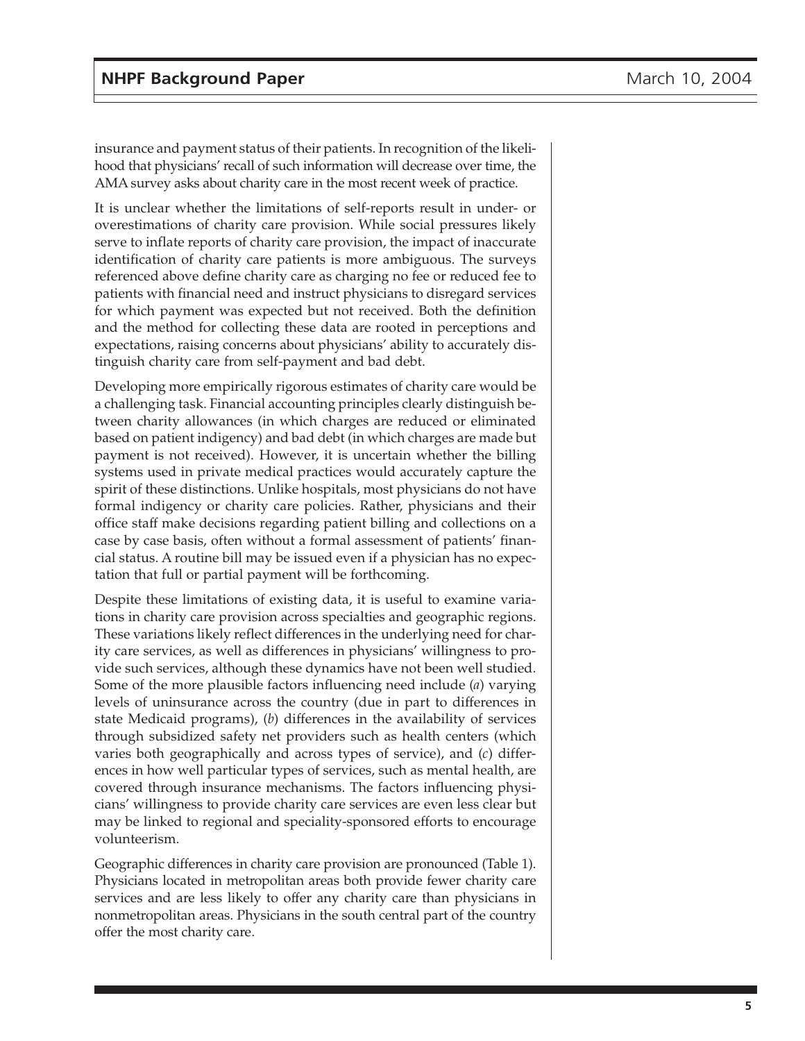insurance and payment status of their patients. In recognition of the likelihood that physicians' recall of such information will decrease over time, the AMA survey asks about charity care in the most recent week of practice.

It is unclear whether the limitations of self-reports result in under- or overestimations of charity care provision. While social pressures likely serve to inflate reports of charity care provision, the impact of inaccurate identification of charity care patients is more ambiguous. The surveys referenced above define charity care as charging no fee or reduced fee to patients with financial need and instruct physicians to disregard services for which payment was expected but not received. Both the definition and the method for collecting these data are rooted in perceptions and expectations, raising concerns about physicians' ability to accurately distinguish charity care from self-payment and bad debt.

Developing more empirically rigorous estimates of charity care would be a challenging task. Financial accounting principles clearly distinguish between charity allowances (in which charges are reduced or eliminated based on patient indigency) and bad debt (in which charges are made but payment is not received). However, it is uncertain whether the billing systems used in private medical practices would accurately capture the spirit of these distinctions. Unlike hospitals, most physicians do not have formal indigency or charity care policies. Rather, physicians and their office staff make decisions regarding patient billing and collections on a case by case basis, often without a formal assessment of patients' financial status. A routine bill may be issued even if a physician has no expectation that full or partial payment will be forthcoming.

Despite these limitations of existing data, it is useful to examine variations in charity care provision across specialties and geographic regions. These variations likely reflect differences in the underlying need for charity care services, as well as differences in physicians' willingness to provide such services, although these dynamics have not been well studied. Some of the more plausible factors influencing need include (*a*) varying levels of uninsurance across the country (due in part to differences in state Medicaid programs), (*b*) differences in the availability of services through subsidized safety net providers such as health centers (which varies both geographically and across types of service), and (*c*) differences in how well particular types of services, such as mental health, are covered through insurance mechanisms. The factors influencing physicians' willingness to provide charity care services are even less clear but may be linked to regional and speciality-sponsored efforts to encourage volunteerism.

Geographic differences in charity care provision are pronounced (Table 1). Physicians located in metropolitan areas both provide fewer charity care services and are less likely to offer any charity care than physicians in nonmetropolitan areas. Physicians in the south central part of the country offer the most charity care.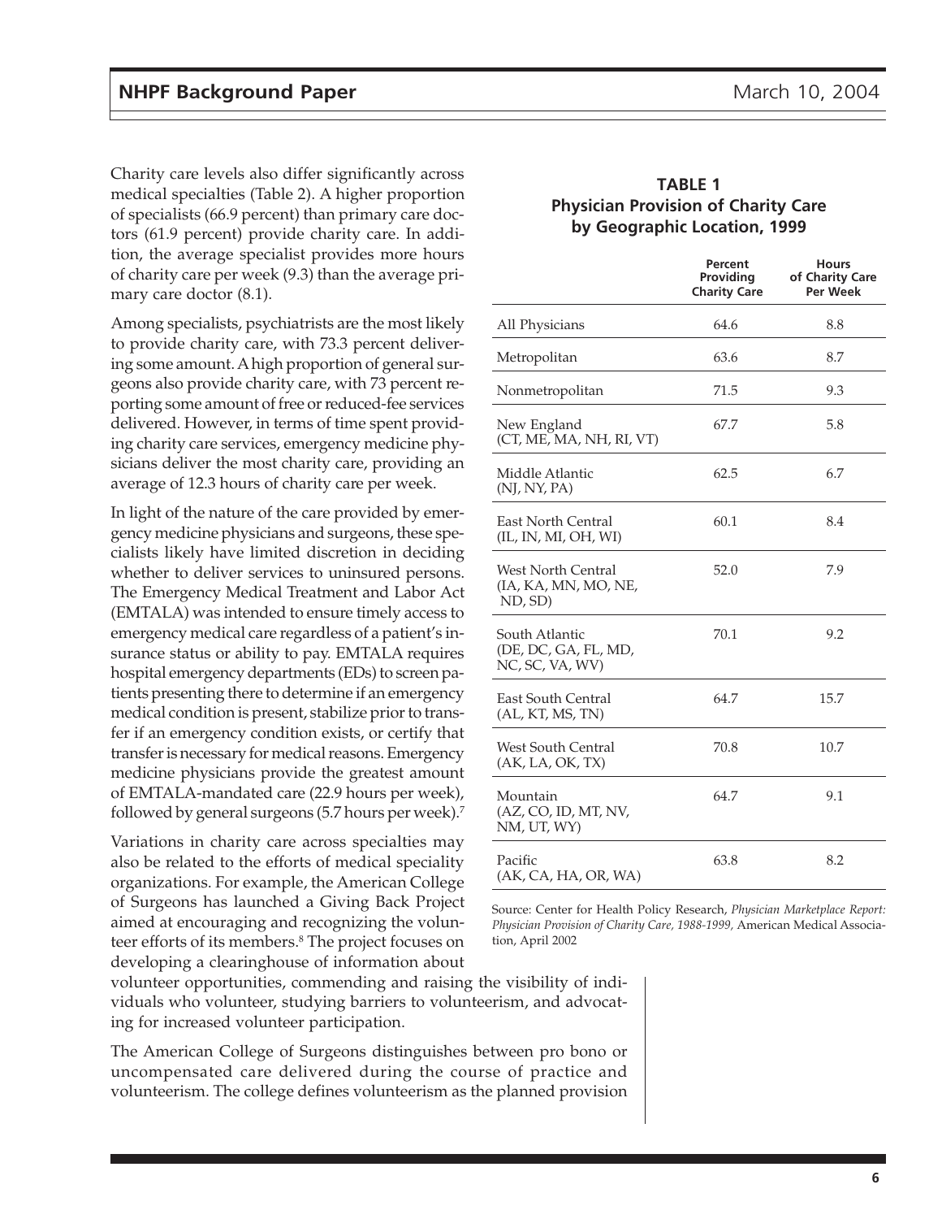Charity care levels also differ significantly across medical specialties (Table 2). A higher proportion of specialists (66.9 percent) than primary care doctors (61.9 percent) provide charity care. In addition, the average specialist provides more hours of charity care per week (9.3) than the average primary care doctor (8.1).

Among specialists, psychiatrists are the most likely to provide charity care, with 73.3 percent delivering some amount. A high proportion of general surgeons also provide charity care, with 73 percent reporting some amount of free or reduced-fee services delivered. However, in terms of time spent providing charity care services, emergency medicine physicians deliver the most charity care, providing an average of 12.3 hours of charity care per week.

In light of the nature of the care provided by emergency medicine physicians and surgeons, these specialists likely have limited discretion in deciding whether to deliver services to uninsured persons. The Emergency Medical Treatment and Labor Act (EMTALA) was intended to ensure timely access to emergency medical care regardless of a patient's insurance status or ability to pay. EMTALA requires hospital emergency departments (EDs) to screen patients presenting there to determine if an emergency medical condition is present, stabilize prior to transfer if an emergency condition exists, or certify that transfer is necessary for medical reasons. Emergency medicine physicians provide the greatest amount of EMTALA-mandated care (22.9 hours per week), followed by general surgeons (5.7 hours per week).[7]

Variations in charity care across specialties may also be related to the efforts of medical speciality organizations. For example, the American College of Surgeons has launched a Giving Back Project aimed at encouraging and recognizing the volunteer efforts of its members.[8] The project focuses on developing a clearinghouse of information about volunteer opportunities, commending and raising the visibility of individuals who volunteer, studying barriers to volunteerism, and advocating for increased volunteer participation.

The American College of Surgeons distinguishes between pro bono or uncompensated care delivered during the course of practice and volunteerism. The college defines volunteerism as the planned provision

**TABLE 1**
**Physician Provision of Charity Care by Geographic Location, 1999**

| | Percent Providing Charity Care | Hours of Charity Care Per Week |
|---|---|---|
| All Physicians | 64.6 | 8.8 |
| Metropolitan | 63.6 | 8.7 |
| Nonmetropolitan | 71.5 | 9.3 |
| New England (CT, ME, MA, NH, RI, VT) | 67.7 | 5.8 |
| Middle Atlantic (NJ, NY, PA) | 62.5 | 6.7 |
| East North Central (IL, IN, MI, OH, WI) | 60.1 | 8.4 |
| West North Central (IA, KA, MN, MO, NE, ND, SD) | 52.0 | 7.9 |
| South Atlantic (DE, DC, GA, FL, MD, NC, SC, VA, WV) | 70.1 | 9.2 |
| East South Central (AL, KT, MS, TN) | 64.7 | 15.7 |
| West South Central (AK, LA, OK, TX) | 70.8 | 10.7 |
| Mountain (AZ, CO, ID, MT, NV, NM, UT, WY) | 64.7 | 9.1 |
| Pacific (AK, CA, HA, OR, WA) | 63.8 | 8.2 |

Source: Center for Health Policy Research, *Physician Marketplace Report: Physician Provision of Charity Care, 1988-1999,* American Medical Association, April 2002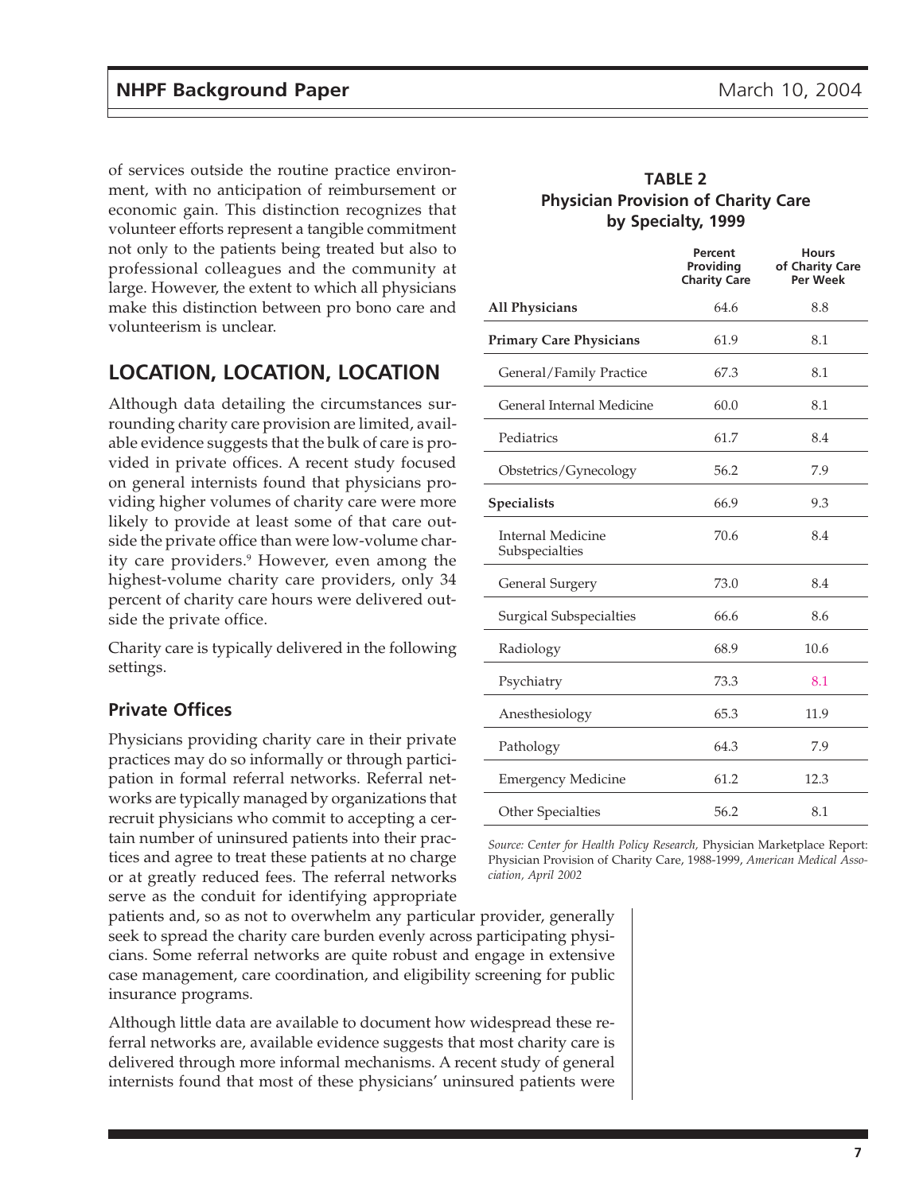of services outside the routine practice environment, with no anticipation of reimbursement or economic gain. This distinction recognizes that volunteer efforts represent a tangible commitment not only to the patients being treated but also to professional colleagues and the community at large. However, the extent to which all physicians make this distinction between pro bono care and volunteerism is unclear.

## LOCATION, LOCATION, LOCATION

Although data detailing the circumstances surrounding charity care provision are limited, available evidence suggests that the bulk of care is provided in private offices. A recent study focused on general internists found that physicians providing higher volumes of charity care were more likely to provide at least some of that care outside the private office than were low-volume charity care providers.[9] However, even among the highest-volume charity care providers, only 34 percent of charity care hours were delivered outside the private office.

Charity care is typically delivered in the following settings.

### Private Offices

Physicians providing charity care in their private practices may do so informally or through participation in formal referral networks. Referral networks are typically managed by organizations that recruit physicians who commit to accepting a certain number of uninsured patients into their practices and agree to treat these patients at no charge or at greatly reduced fees. The referral networks serve as the conduit for identifying appropriate patients and, so as not to overwhelm any particular provider, generally seek to spread the charity care burden evenly across participating physicians. Some referral networks are quite robust and engage in extensive case management, care coordination, and eligibility screening for public insurance programs.

Although little data are available to document how widespread these referral networks are, available evidence suggests that most charity care is delivered through more informal mechanisms. A recent study of general internists found that most of these physicians' uninsured patients were

**TABLE 2**
**Physician Provision of Charity Care by Specialty, 1999**

| | Percent Providing Charity Care | Hours of Charity Care Per Week |
|---|---|---|
| **All Physicians** | 64.6 | 8.8 |
| **Primary Care Physicians** | 61.9 | 8.1 |
| General/Family Practice | 67.3 | 8.1 |
| General Internal Medicine | 60.0 | 8.1 |
| Pediatrics | 61.7 | 8.4 |
| Obstetrics/Gynecology | 56.2 | 7.9 |
| **Specialists** | 66.9 | 9.3 |
| Internal Medicine Subspecialties | 70.6 | 8.4 |
| General Surgery | 73.0 | 8.4 |
| Surgical Subspecialties | 66.6 | 8.6 |
| Radiology | 68.9 | 10.6 |
| Psychiatry | 73.3 | 8.1 |
| Anesthesiology | 65.3 | 11.9 |
| Pathology | 64.3 | 7.9 |
| Emergency Medicine | 61.2 | 12.3 |
| Other Specialties | 56.2 | 8.1 |

*Source: Center for Health Policy Research,* Physician Marketplace Report: Physician Provision of Charity Care, 1988-1999, *American Medical Association, April 2002*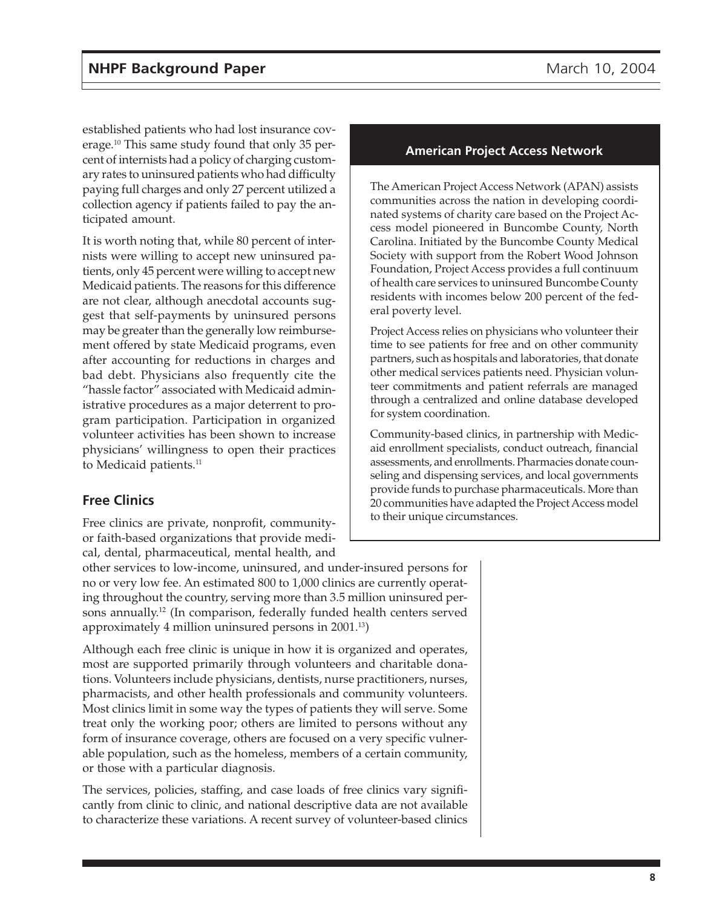established patients who had lost insurance coverage.[10] This same study found that only 35 percent of internists had a policy of charging customary rates to uninsured patients who had difficulty paying full charges and only 27 percent utilized a collection agency if patients failed to pay the anticipated amount.

It is worth noting that, while 80 percent of internists were willing to accept new uninsured patients, only 45 percent were willing to accept new Medicaid patients. The reasons for this difference are not clear, although anecdotal accounts suggest that self-payments by uninsured persons may be greater than the generally low reimbursement offered by state Medicaid programs, even after accounting for reductions in charges and bad debt. Physicians also frequently cite the "hassle factor" associated with Medicaid administrative procedures as a major deterrent to program participation. Participation in organized volunteer activities has been shown to increase physicians' willingness to open their practices to Medicaid patients.[11]

### American Project Access Network

The American Project Access Network (APAN) assists communities across the nation in developing coordinated systems of charity care based on the Project Access model pioneered in Buncombe County, North Carolina. Initiated by the Buncombe County Medical Society with support from the Robert Wood Johnson Foundation, Project Access provides a full continuum of health care services to uninsured Buncombe County residents with incomes below 200 percent of the federal poverty level.

Project Access relies on physicians who volunteer their time to see patients for free and on other community partners, such as hospitals and laboratories, that donate other medical services patients need. Physician volunteer commitments and patient referrals are managed through a centralized and online database developed for system coordination.

Community-based clinics, in partnership with Medicaid enrollment specialists, conduct outreach, financial assessments, and enrollments. Pharmacies donate counseling and dispensing services, and local governments provide funds to purchase pharmaceuticals. More than 20 communities have adapted the Project Access model to their unique circumstances.

## Free Clinics

Free clinics are private, nonprofit, community- or faith-based organizations that provide medical, dental, pharmaceutical, mental health, and other services to low-income, uninsured, and under-insured persons for no or very low fee. An estimated 800 to 1,000 clinics are currently operating throughout the country, serving more than 3.5 million uninsured persons annually.[12] (In comparison, federally funded health centers served approximately 4 million uninsured persons in 2001.[13])

Although each free clinic is unique in how it is organized and operates, most are supported primarily through volunteers and charitable donations. Volunteers include physicians, dentists, nurse practitioners, nurses, pharmacists, and other health professionals and community volunteers. Most clinics limit in some way the types of patients they will serve. Some treat only the working poor; others are limited to persons without any form of insurance coverage, others are focused on a very specific vulnerable population, such as the homeless, members of a certain community, or those with a particular diagnosis.

The services, policies, staffing, and case loads of free clinics vary significantly from clinic to clinic, and national descriptive data are not available to characterize these variations. A recent survey of volunteer-based clinics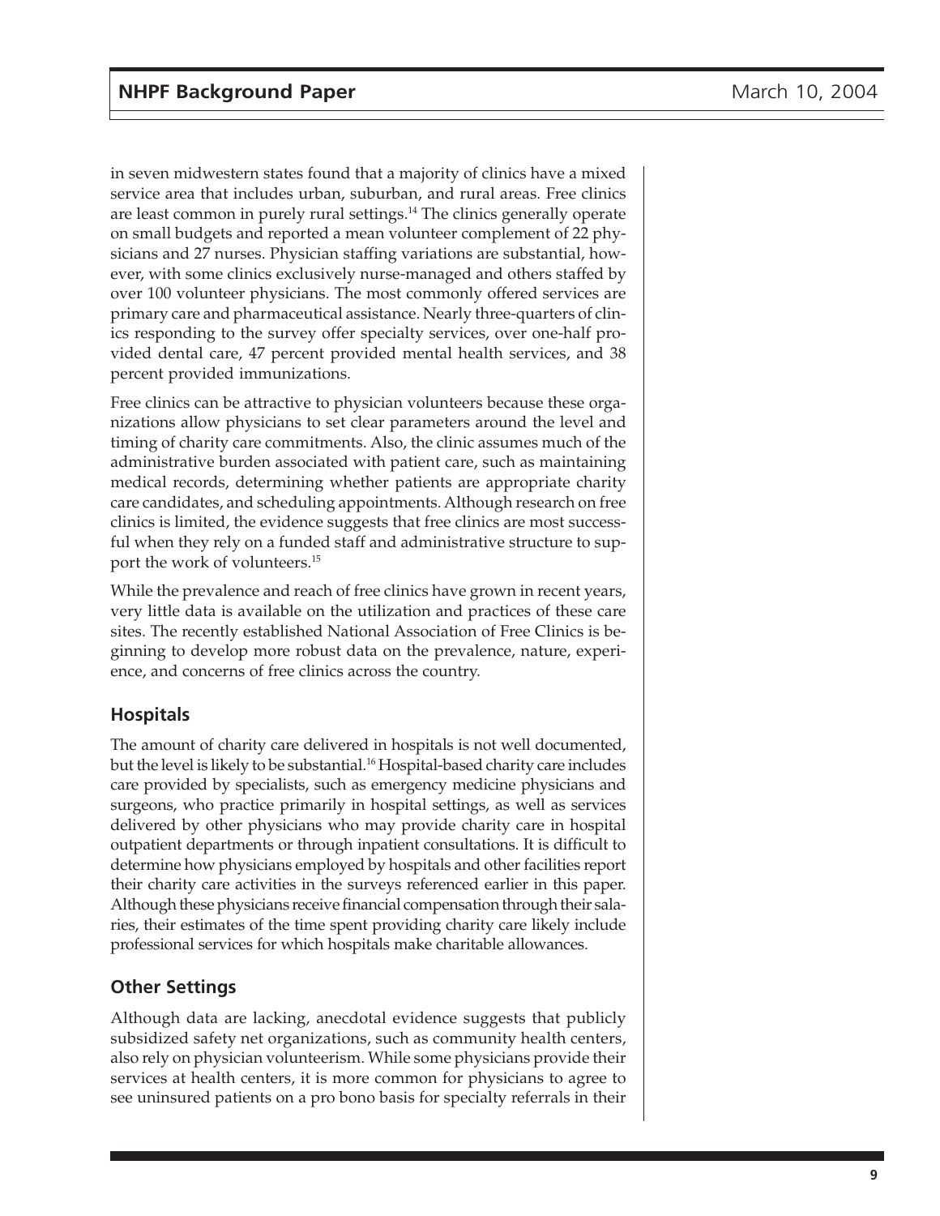in seven midwestern states found that a majority of clinics have a mixed service area that includes urban, suburban, and rural areas. Free clinics are least common in purely rural settings.[14] The clinics generally operate on small budgets and reported a mean volunteer complement of 22 physicians and 27 nurses. Physician staffing variations are substantial, however, with some clinics exclusively nurse-managed and others staffed by over 100 volunteer physicians. The most commonly offered services are primary care and pharmaceutical assistance. Nearly three-quarters of clinics responding to the survey offer specialty services, over one-half provided dental care, 47 percent provided mental health services, and 38 percent provided immunizations.

Free clinics can be attractive to physician volunteers because these organizations allow physicians to set clear parameters around the level and timing of charity care commitments. Also, the clinic assumes much of the administrative burden associated with patient care, such as maintaining medical records, determining whether patients are appropriate charity care candidates, and scheduling appointments. Although research on free clinics is limited, the evidence suggests that free clinics are most successful when they rely on a funded staff and administrative structure to support the work of volunteers.[15]

While the prevalence and reach of free clinics have grown in recent years, very little data is available on the utilization and practices of these care sites. The recently established National Association of Free Clinics is beginning to develop more robust data on the prevalence, nature, experience, and concerns of free clinics across the country.

## Hospitals

The amount of charity care delivered in hospitals is not well documented, but the level is likely to be substantial.[16] Hospital-based charity care includes care provided by specialists, such as emergency medicine physicians and surgeons, who practice primarily in hospital settings, as well as services delivered by other physicians who may provide charity care in hospital outpatient departments or through inpatient consultations. It is difficult to determine how physicians employed by hospitals and other facilities report their charity care activities in the surveys referenced earlier in this paper. Although these physicians receive financial compensation through their salaries, their estimates of the time spent providing charity care likely include professional services for which hospitals make charitable allowances.

## Other Settings

Although data are lacking, anecdotal evidence suggests that publicly subsidized safety net organizations, such as community health centers, also rely on physician volunteerism. While some physicians provide their services at health centers, it is more common for physicians to agree to see uninsured patients on a pro bono basis for specialty referrals in their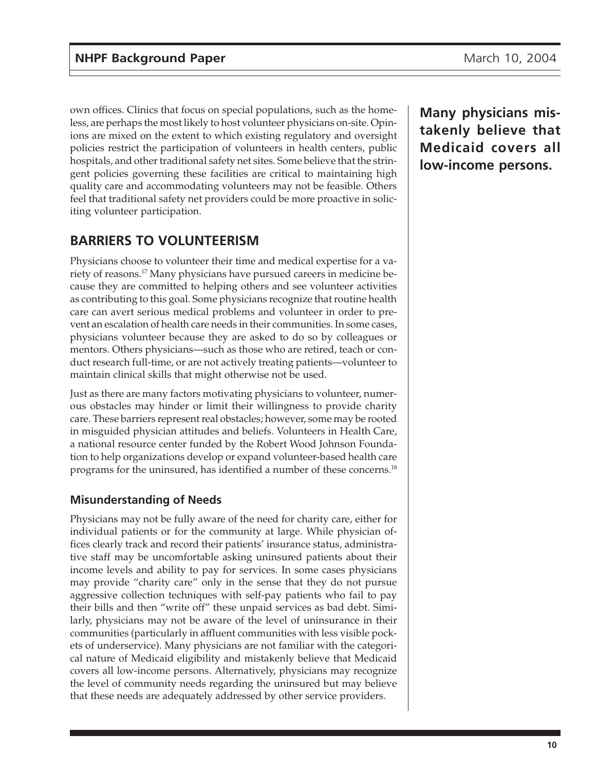own offices. Clinics that focus on special populations, such as the homeless, are perhaps the most likely to host volunteer physicians on-site. Opinions are mixed on the extent to which existing regulatory and oversight policies restrict the participation of volunteers in health centers, public hospitals, and other traditional safety net sites. Some believe that the stringent policies governing these facilities are critical to maintaining high quality care and accommodating volunteers may not be feasible. Others feel that traditional safety net providers could be more proactive in soliciting volunteer participation.

**Many physicians mistakenly believe that Medicaid covers all low-income persons.**

## BARRIERS TO VOLUNTEERISM

Physicians choose to volunteer their time and medical expertise for a variety of reasons.[17] Many physicians have pursued careers in medicine because they are committed to helping others and see volunteer activities as contributing to this goal. Some physicians recognize that routine health care can avert serious medical problems and volunteer in order to prevent an escalation of health care needs in their communities. In some cases, physicians volunteer because they are asked to do so by colleagues or mentors. Others physicians—such as those who are retired, teach or conduct research full-time, or are not actively treating patients—volunteer to maintain clinical skills that might otherwise not be used.

Just as there are many factors motivating physicians to volunteer, numerous obstacles may hinder or limit their willingness to provide charity care. These barriers represent real obstacles; however, some may be rooted in misguided physician attitudes and beliefs. Volunteers in Health Care, a national resource center funded by the Robert Wood Johnson Foundation to help organizations develop or expand volunteer-based health care programs for the uninsured, has identified a number of these concerns.[18]

### Misunderstanding of Needs

Physicians may not be fully aware of the need for charity care, either for individual patients or for the community at large. While physician offices clearly track and record their patients' insurance status, administrative staff may be uncomfortable asking uninsured patients about their income levels and ability to pay for services. In some cases physicians may provide "charity care" only in the sense that they do not pursue aggressive collection techniques with self-pay patients who fail to pay their bills and then "write off" these unpaid services as bad debt. Similarly, physicians may not be aware of the level of uninsurance in their communities (particularly in affluent communities with less visible pockets of underservice). Many physicians are not familiar with the categorical nature of Medicaid eligibility and mistakenly believe that Medicaid covers all low-income persons. Alternatively, physicians may recognize the level of community needs regarding the uninsured but may believe that these needs are adequately addressed by other service providers.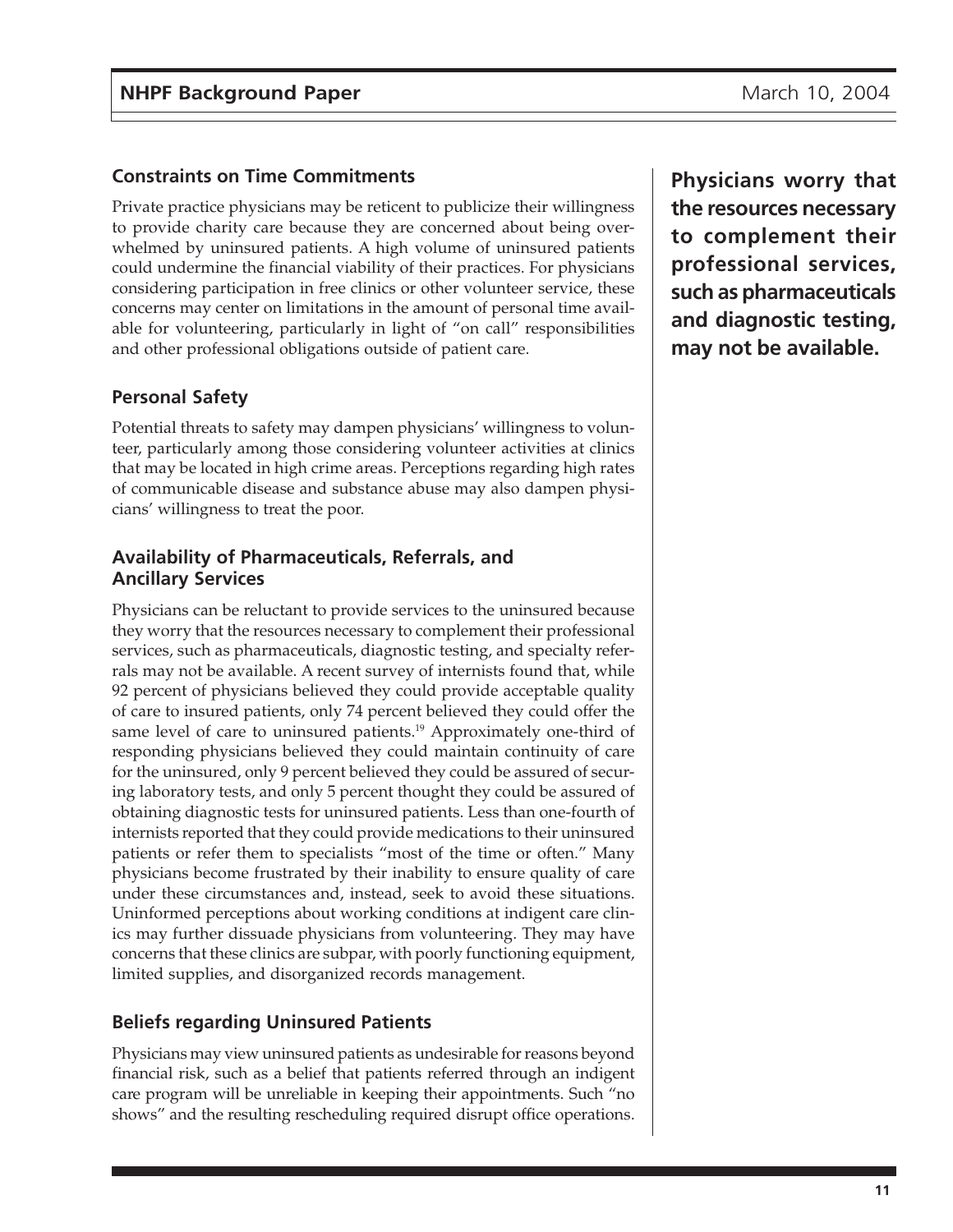### Constraints on Time Commitments

Private practice physicians may be reticent to publicize their willingness to provide charity care because they are concerned about being overwhelmed by uninsured patients. A high volume of uninsured patients could undermine the financial viability of their practices. For physicians considering participation in free clinics or other volunteer service, these concerns may center on limitations in the amount of personal time available for volunteering, particularly in light of "on call" responsibilities and other professional obligations outside of patient care.

### Personal Safety

Potential threats to safety may dampen physicians' willingness to volunteer, particularly among those considering volunteer activities at clinics that may be located in high crime areas. Perceptions regarding high rates of communicable disease and substance abuse may also dampen physicians' willingness to treat the poor.

### Availability of Pharmaceuticals, Referrals, and Ancillary Services

**Physicians worry that the resources necessary to complement their professional services, such as pharmaceuticals and diagnostic testing, may not be available.**

Physicians can be reluctant to provide services to the uninsured because they worry that the resources necessary to complement their professional services, such as pharmaceuticals, diagnostic testing, and specialty referrals may not be available. A recent survey of internists found that, while 92 percent of physicians believed they could provide acceptable quality of care to insured patients, only 74 percent believed they could offer the same level of care to uninsured patients.[19] Approximately one-third of responding physicians believed they could maintain continuity of care for the uninsured, only 9 percent believed they could be assured of securing laboratory tests, and only 5 percent thought they could be assured of obtaining diagnostic tests for uninsured patients. Less than one-fourth of internists reported that they could provide medications to their uninsured patients or refer them to specialists "most of the time or often." Many physicians become frustrated by their inability to ensure quality of care under these circumstances and, instead, seek to avoid these situations. Uninformed perceptions about working conditions at indigent care clinics may further dissuade physicians from volunteering. They may have concerns that these clinics are subpar, with poorly functioning equipment, limited supplies, and disorganized records management.

### Beliefs regarding Uninsured Patients

Physicians may view uninsured patients as undesirable for reasons beyond financial risk, such as a belief that patients referred through an indigent care program will be unreliable in keeping their appointments. Such "no shows" and the resulting rescheduling required disrupt office operations.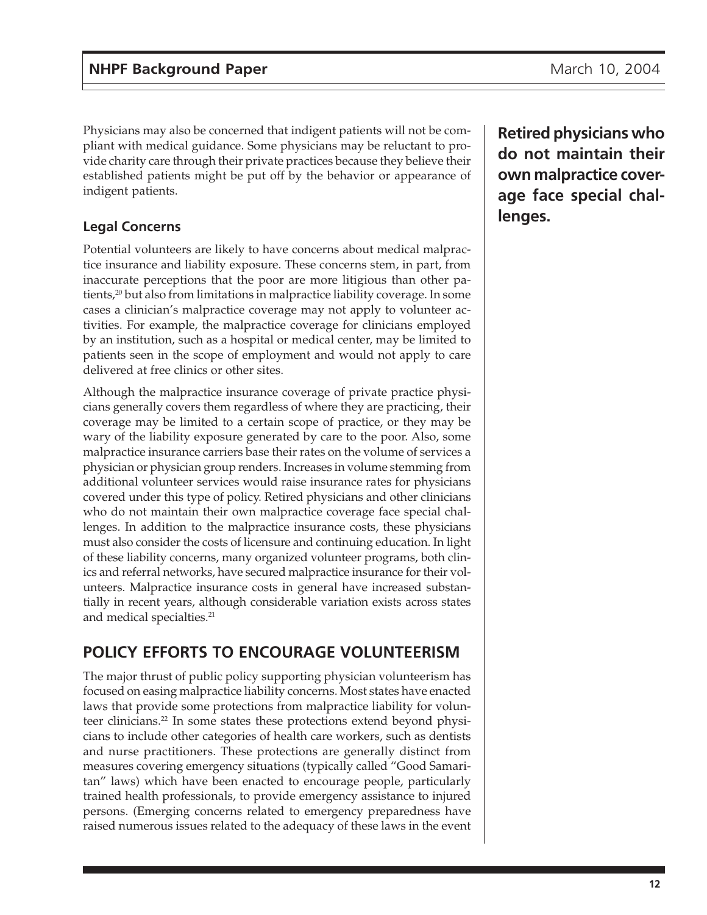Physicians may also be concerned that indigent patients will not be compliant with medical guidance. Some physicians may be reluctant to provide charity care through their private practices because they believe their established patients might be put off by the behavior or appearance of indigent patients.

**Retired physicians who do not maintain their own malpractice coverage face special challenges.**

### Legal Concerns

Potential volunteers are likely to have concerns about medical malpractice insurance and liability exposure. These concerns stem, in part, from inaccurate perceptions that the poor are more litigious than other patients,[20] but also from limitations in malpractice liability coverage. In some cases a clinician's malpractice coverage may not apply to volunteer activities. For example, the malpractice coverage for clinicians employed by an institution, such as a hospital or medical center, may be limited to patients seen in the scope of employment and would not apply to care delivered at free clinics or other sites.

Although the malpractice insurance coverage of private practice physicians generally covers them regardless of where they are practicing, their coverage may be limited to a certain scope of practice, or they may be wary of the liability exposure generated by care to the poor. Also, some malpractice insurance carriers base their rates on the volume of services a physician or physician group renders. Increases in volume stemming from additional volunteer services would raise insurance rates for physicians covered under this type of policy. Retired physicians and other clinicians who do not maintain their own malpractice coverage face special challenges. In addition to the malpractice insurance costs, these physicians must also consider the costs of licensure and continuing education. In light of these liability concerns, many organized volunteer programs, both clinics and referral networks, have secured malpractice insurance for their volunteers. Malpractice insurance costs in general have increased substantially in recent years, although considerable variation exists across states and medical specialties.[21]

## POLICY EFFORTS TO ENCOURAGE VOLUNTEERISM

The major thrust of public policy supporting physician volunteerism has focused on easing malpractice liability concerns. Most states have enacted laws that provide some protections from malpractice liability for volunteer clinicians.[22] In some states these protections extend beyond physicians to include other categories of health care workers, such as dentists and nurse practitioners. These protections are generally distinct from measures covering emergency situations (typically called "Good Samaritan" laws) which have been enacted to encourage people, particularly trained health professionals, to provide emergency assistance to injured persons. (Emerging concerns related to emergency preparedness have raised numerous issues related to the adequacy of these laws in the event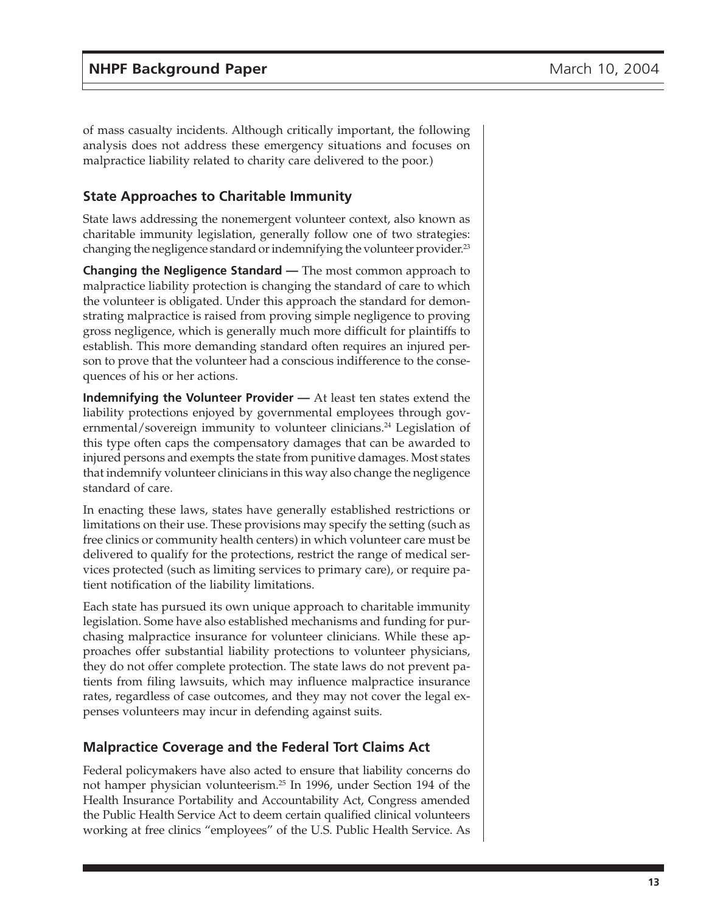of mass casualty incidents. Although critically important, the following analysis does not address these emergency situations and focuses on malpractice liability related to charity care delivered to the poor.)

## State Approaches to Charitable Immunity

State laws addressing the nonemergent volunteer context, also known as charitable immunity legislation, generally follow one of two strategies: changing the negligence standard or indemnifying the volunteer provider.[23]

**Changing the Negligence Standard —** The most common approach to malpractice liability protection is changing the standard of care to which the volunteer is obligated. Under this approach the standard for demonstrating malpractice is raised from proving simple negligence to proving gross negligence, which is generally much more difficult for plaintiffs to establish. This more demanding standard often requires an injured person to prove that the volunteer had a conscious indifference to the consequences of his or her actions.

**Indemnifying the Volunteer Provider —** At least ten states extend the liability protections enjoyed by governmental employees through governmental/sovereign immunity to volunteer clinicians.[24] Legislation of this type often caps the compensatory damages that can be awarded to injured persons and exempts the state from punitive damages. Most states that indemnify volunteer clinicians in this way also change the negligence standard of care.

In enacting these laws, states have generally established restrictions or limitations on their use. These provisions may specify the setting (such as free clinics or community health centers) in which volunteer care must be delivered to qualify for the protections, restrict the range of medical services protected (such as limiting services to primary care), or require patient notification of the liability limitations.

Each state has pursued its own unique approach to charitable immunity legislation. Some have also established mechanisms and funding for purchasing malpractice insurance for volunteer clinicians. While these approaches offer substantial liability protections to volunteer physicians, they do not offer complete protection. The state laws do not prevent patients from filing lawsuits, which may influence malpractice insurance rates, regardless of case outcomes, and they may not cover the legal expenses volunteers may incur in defending against suits.

## Malpractice Coverage and the Federal Tort Claims Act

Federal policymakers have also acted to ensure that liability concerns do not hamper physician volunteerism.[25] In 1996, under Section 194 of the Health Insurance Portability and Accountability Act, Congress amended the Public Health Service Act to deem certain qualified clinical volunteers working at free clinics "employees" of the U.S. Public Health Service. As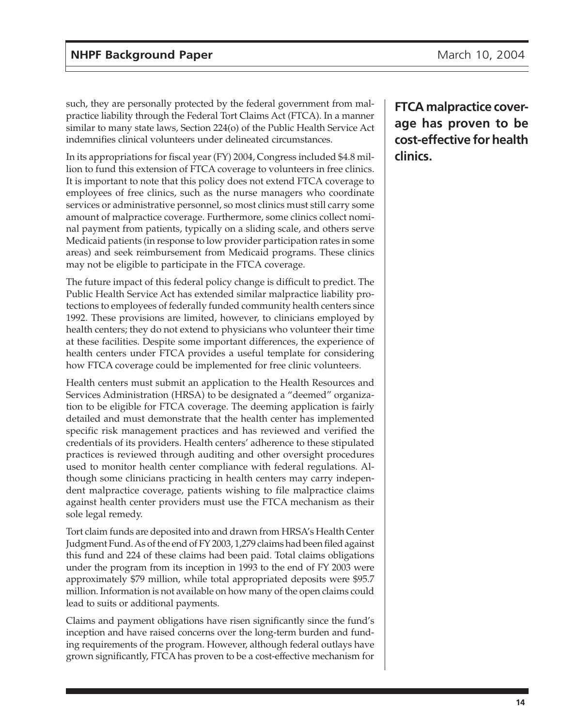such, they are personally protected by the federal government from malpractice liability through the Federal Tort Claims Act (FTCA). In a manner similar to many state laws, Section 224(o) of the Public Health Service Act indemnifies clinical volunteers under delineated circumstances.

**FTCA malpractice coverage has proven to be cost-effective for health clinics.**

In its appropriations for fiscal year (FY) 2004, Congress included $4.8 million to fund this extension of FTCA coverage to volunteers in free clinics. It is important to note that this policy does not extend FTCA coverage to employees of free clinics, such as the nurse managers who coordinate services or administrative personnel, so most clinics must still carry some amount of malpractice coverage. Furthermore, some clinics collect nominal payment from patients, typically on a sliding scale, and others serve Medicaid patients (in response to low provider participation rates in some areas) and seek reimbursement from Medicaid programs. These clinics may not be eligible to participate in the FTCA coverage.

The future impact of this federal policy change is difficult to predict. The Public Health Service Act has extended similar malpractice liability protections to employees of federally funded community health centers since 1992. These provisions are limited, however, to clinicians employed by health centers; they do not extend to physicians who volunteer their time at these facilities. Despite some important differences, the experience of health centers under FTCA provides a useful template for considering how FTCA coverage could be implemented for free clinic volunteers.

Health centers must submit an application to the Health Resources and Services Administration (HRSA) to be designated a "deemed" organization to be eligible for FTCA coverage. The deeming application is fairly detailed and must demonstrate that the health center has implemented specific risk management practices and has reviewed and verified the credentials of its providers. Health centers' adherence to these stipulated practices is reviewed through auditing and other oversight procedures used to monitor health center compliance with federal regulations. Although some clinicians practicing in health centers may carry independent malpractice coverage, patients wishing to file malpractice claims against health center providers must use the FTCA mechanism as their sole legal remedy.

Tort claim funds are deposited into and drawn from HRSA's Health Center Judgment Fund. As of the end of FY 2003, 1,279 claims had been filed against this fund and 224 of these claims had been paid. Total claims obligations under the program from its inception in 1993 to the end of FY 2003 were approximately $79 million, while total appropriated deposits were $95.7 million. Information is not available on how many of the open claims could lead to suits or additional payments.

Claims and payment obligations have risen significantly since the fund's inception and have raised concerns over the long-term burden and funding requirements of the program. However, although federal outlays have grown significantly, FTCA has proven to be a cost-effective mechanism for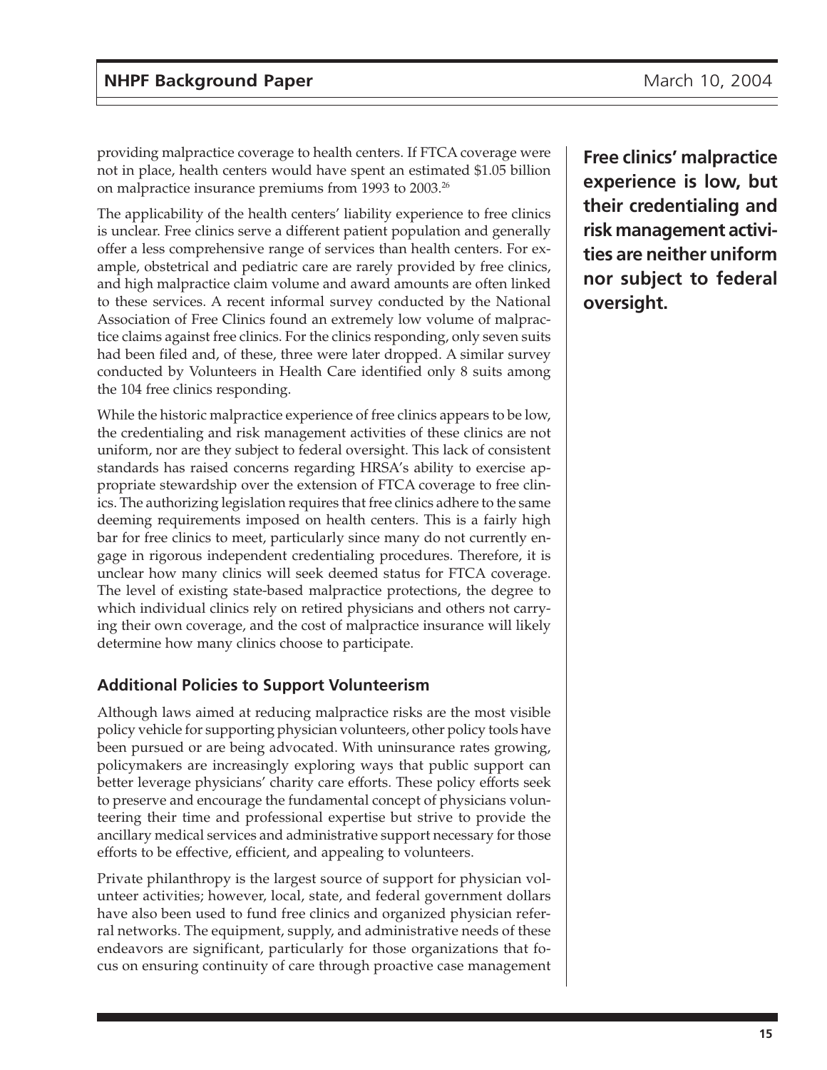providing malpractice coverage to health centers. If FTCA coverage were not in place, health centers would have spent an estimated $1.05 billion on malpractice insurance premiums from 1993 to 2003.[26]

**Free clinics' malpractice experience is low, but their credentialing and risk management activities are neither uniform nor subject to federal oversight.**

The applicability of the health centers' liability experience to free clinics is unclear. Free clinics serve a different patient population and generally offer a less comprehensive range of services than health centers. For example, obstetrical and pediatric care are rarely provided by free clinics, and high malpractice claim volume and award amounts are often linked to these services. A recent informal survey conducted by the National Association of Free Clinics found an extremely low volume of malpractice claims against free clinics. For the clinics responding, only seven suits had been filed and, of these, three were later dropped. A similar survey conducted by Volunteers in Health Care identified only 8 suits among the 104 free clinics responding.

While the historic malpractice experience of free clinics appears to be low, the credentialing and risk management activities of these clinics are not uniform, nor are they subject to federal oversight. This lack of consistent standards has raised concerns regarding HRSA's ability to exercise appropriate stewardship over the extension of FTCA coverage to free clinics. The authorizing legislation requires that free clinics adhere to the same deeming requirements imposed on health centers. This is a fairly high bar for free clinics to meet, particularly since many do not currently engage in rigorous independent credentialing procedures. Therefore, it is unclear how many clinics will seek deemed status for FTCA coverage. The level of existing state-based malpractice protections, the degree to which individual clinics rely on retired physicians and others not carrying their own coverage, and the cost of malpractice insurance will likely determine how many clinics choose to participate.

### Additional Policies to Support Volunteerism

Although laws aimed at reducing malpractice risks are the most visible policy vehicle for supporting physician volunteers, other policy tools have been pursued or are being advocated. With uninsurance rates growing, policymakers are increasingly exploring ways that public support can better leverage physicians' charity care efforts. These policy efforts seek to preserve and encourage the fundamental concept of physicians volunteering their time and professional expertise but strive to provide the ancillary medical services and administrative support necessary for those efforts to be effective, efficient, and appealing to volunteers.

Private philanthropy is the largest source of support for physician volunteer activities; however, local, state, and federal government dollars have also been used to fund free clinics and organized physician referral networks. The equipment, supply, and administrative needs of these endeavors are significant, particularly for those organizations that focus on ensuring continuity of care through proactive case management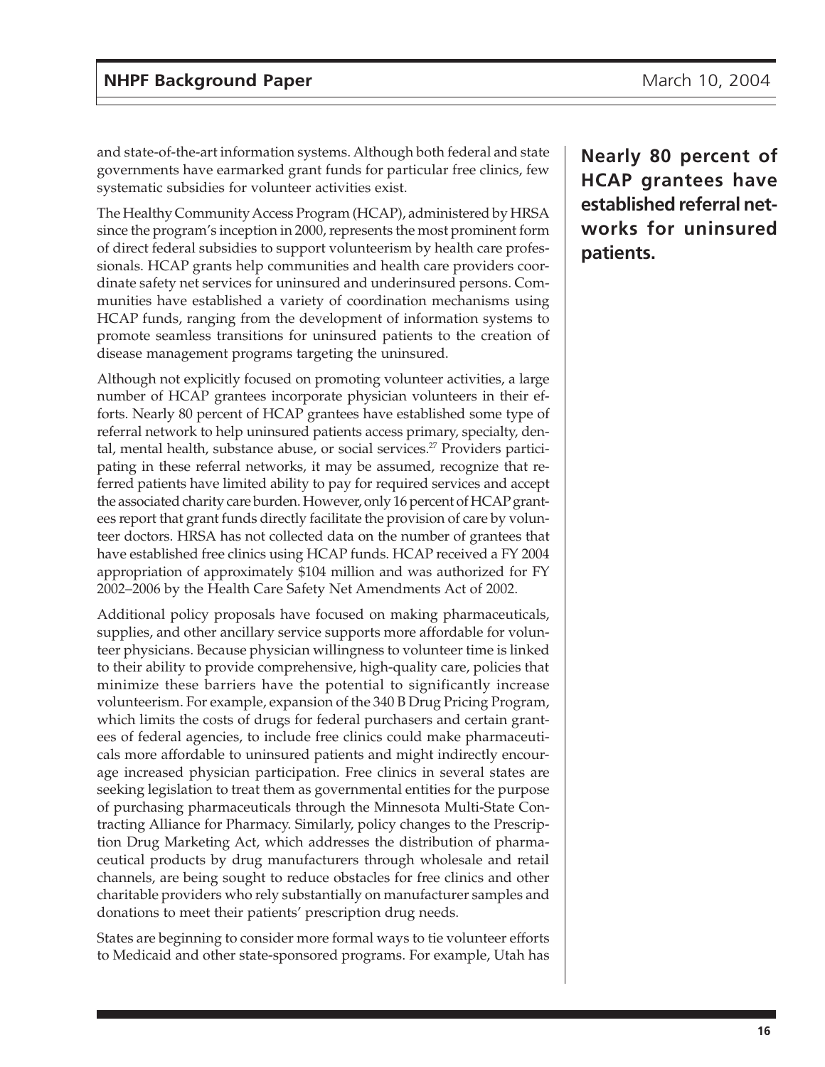and state-of-the-art information systems. Although both federal and state governments have earmarked grant funds for particular free clinics, few systematic subsidies for volunteer activities exist.

The Healthy Community Access Program (HCAP), administered by HRSA since the program's inception in 2000, represents the most prominent form of direct federal subsidies to support volunteerism by health care professionals. HCAP grants help communities and health care providers coordinate safety net services for uninsured and underinsured persons. Communities have established a variety of coordination mechanisms using HCAP funds, ranging from the development of information systems to promote seamless transitions for uninsured patients to the creation of disease management programs targeting the uninsured.

**Nearly 80 percent of HCAP grantees have established referral networks for uninsured patients.**

Although not explicitly focused on promoting volunteer activities, a large number of HCAP grantees incorporate physician volunteers in their efforts. Nearly 80 percent of HCAP grantees have established some type of referral network to help uninsured patients access primary, specialty, dental, mental health, substance abuse, or social services.[27] Providers participating in these referral networks, it may be assumed, recognize that referred patients have limited ability to pay for required services and accept the associated charity care burden. However, only 16 percent of HCAP grantees report that grant funds directly facilitate the provision of care by volunteer doctors. HRSA has not collected data on the number of grantees that have established free clinics using HCAP funds. HCAP received a FY 2004 appropriation of approximately $104 million and was authorized for FY 2002–2006 by the Health Care Safety Net Amendments Act of 2002.

Additional policy proposals have focused on making pharmaceuticals, supplies, and other ancillary service supports more affordable for volunteer physicians. Because physician willingness to volunteer time is linked to their ability to provide comprehensive, high-quality care, policies that minimize these barriers have the potential to significantly increase volunteerism. For example, expansion of the 340 B Drug Pricing Program, which limits the costs of drugs for federal purchasers and certain grantees of federal agencies, to include free clinics could make pharmaceuticals more affordable to uninsured patients and might indirectly encourage increased physician participation. Free clinics in several states are seeking legislation to treat them as governmental entities for the purpose of purchasing pharmaceuticals through the Minnesota Multi-State Contracting Alliance for Pharmacy. Similarly, policy changes to the Prescription Drug Marketing Act, which addresses the distribution of pharmaceutical products by drug manufacturers through wholesale and retail channels, are being sought to reduce obstacles for free clinics and other charitable providers who rely substantially on manufacturer samples and donations to meet their patients' prescription drug needs.

States are beginning to consider more formal ways to tie volunteer efforts to Medicaid and other state-sponsored programs. For example, Utah has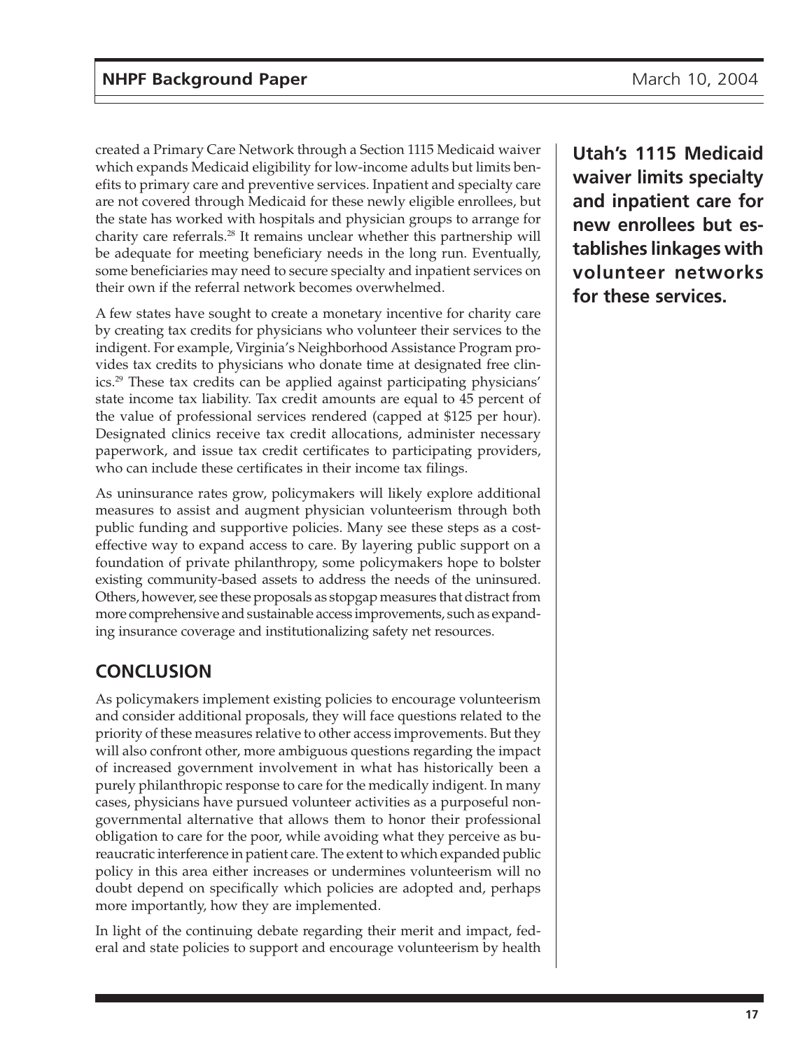created a Primary Care Network through a Section 1115 Medicaid waiver which expands Medicaid eligibility for low-income adults but limits benefits to primary care and preventive services. Inpatient and specialty care are not covered through Medicaid for these newly eligible enrollees, but the state has worked with hospitals and physician groups to arrange for charity care referrals.[28] It remains unclear whether this partnership will be adequate for meeting beneficiary needs in the long run. Eventually, some beneficiaries may need to secure specialty and inpatient services on their own if the referral network becomes overwhelmed.

**Utah's 1115 Medicaid waiver limits specialty and inpatient care for new enrollees but establishes linkages with volunteer networks for these services.**

A few states have sought to create a monetary incentive for charity care by creating tax credits for physicians who volunteer their services to the indigent. For example, Virginia's Neighborhood Assistance Program provides tax credits to physicians who donate time at designated free clinics.[29] These tax credits can be applied against participating physicians' state income tax liability. Tax credit amounts are equal to 45 percent of the value of professional services rendered (capped at $125 per hour). Designated clinics receive tax credit allocations, administer necessary paperwork, and issue tax credit certificates to participating providers, who can include these certificates in their income tax filings.

As uninsurance rates grow, policymakers will likely explore additional measures to assist and augment physician volunteerism through both public funding and supportive policies. Many see these steps as a cost-effective way to expand access to care. By layering public support on a foundation of private philanthropy, some policymakers hope to bolster existing community-based assets to address the needs of the uninsured. Others, however, see these proposals as stopgap measures that distract from more comprehensive and sustainable access improvements, such as expanding insurance coverage and institutionalizing safety net resources.

## CONCLUSION

As policymakers implement existing policies to encourage volunteerism and consider additional proposals, they will face questions related to the priority of these measures relative to other access improvements. But they will also confront other, more ambiguous questions regarding the impact of increased government involvement in what has historically been a purely philanthropic response to care for the medically indigent. In many cases, physicians have pursued volunteer activities as a purposeful nongovernmental alternative that allows them to honor their professional obligation to care for the poor, while avoiding what they perceive as bureaucratic interference in patient care. The extent to which expanded public policy in this area either increases or undermines volunteerism will no doubt depend on specifically which policies are adopted and, perhaps more importantly, how they are implemented.

In light of the continuing debate regarding their merit and impact, federal and state policies to support and encourage volunteerism by health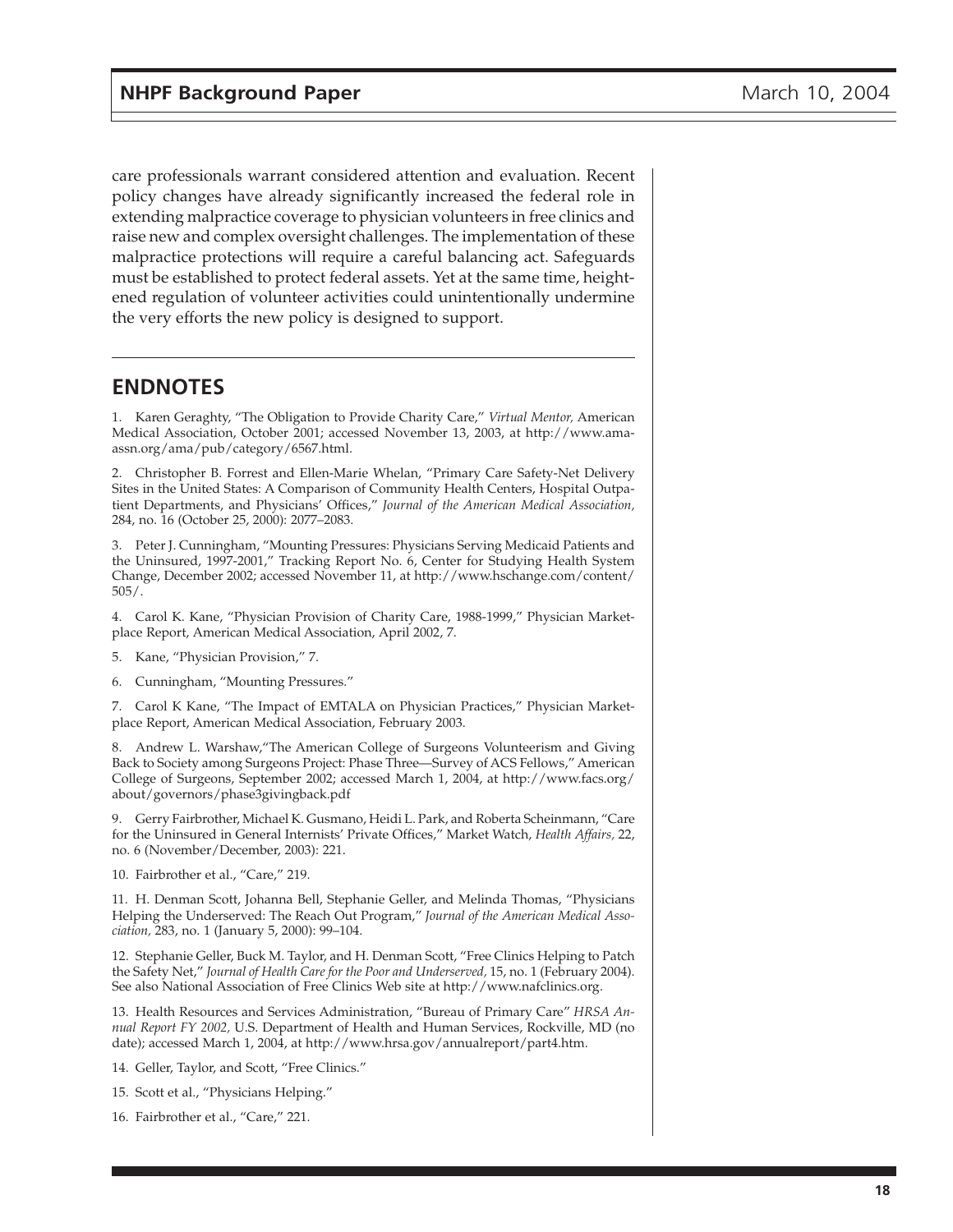care professionals warrant considered attention and evaluation. Recent policy changes have already significantly increased the federal role in extending malpractice coverage to physician volunteers in free clinics and raise new and complex oversight challenges. The implementation of these malpractice protections will require a careful balancing act. Safeguards must be established to protect federal assets. Yet at the same time, heightened regulation of volunteer activities could unintentionally undermine the very efforts the new policy is designed to support.

## ENDNOTES

1. Karen Geraghty, "The Obligation to Provide Charity Care," *Virtual Mentor,* American Medical Association, October 2001; accessed November 13, 2003, at http://www.ama-assn.org/ama/pub/category/6567.html.

2. Christopher B. Forrest and Ellen-Marie Whelan, "Primary Care Safety-Net Delivery Sites in the United States: A Comparison of Community Health Centers, Hospital Outpatient Departments, and Physicians' Offices," *Journal of the American Medical Association,* 284, no. 16 (October 25, 2000): 2077–2083.

3. Peter J. Cunningham, "Mounting Pressures: Physicians Serving Medicaid Patients and the Uninsured, 1997-2001," Tracking Report No. 6, Center for Studying Health System Change, December 2002; accessed November 11, at http://www.hschange.com/content/505/.

4. Carol K. Kane, "Physician Provision of Charity Care, 1988-1999," Physician Marketplace Report, American Medical Association, April 2002, 7.

5. Kane, "Physician Provision," 7.

6. Cunningham, "Mounting Pressures."

7. Carol K Kane, "The Impact of EMTALA on Physician Practices," Physician Marketplace Report, American Medical Association, February 2003.

8. Andrew L. Warshaw,"The American College of Surgeons Volunteerism and Giving Back to Society among Surgeons Project: Phase Three—Survey of ACS Fellows," American College of Surgeons, September 2002; accessed March 1, 2004, at http://www.facs.org/about/governors/phase3givingback.pdf

9. Gerry Fairbrother, Michael K. Gusmano, Heidi L. Park, and Roberta Scheinmann, "Care for the Uninsured in General Internists' Private Offices," Market Watch, *Health Affairs,* 22, no. 6 (November/December, 2003): 221.

10. Fairbrother et al., "Care," 219.

11. H. Denman Scott, Johanna Bell, Stephanie Geller, and Melinda Thomas, "Physicians Helping the Underserved: The Reach Out Program," *Journal of the American Medical Association,* 283, no. 1 (January 5, 2000): 99–104.

12. Stephanie Geller, Buck M. Taylor, and H. Denman Scott, "Free Clinics Helping to Patch the Safety Net," *Journal of Health Care for the Poor and Underserved,* 15, no. 1 (February 2004). See also National Association of Free Clinics Web site at http://www.nafclinics.org.

13. Health Resources and Services Administration, "Bureau of Primary Care" *HRSA Annual Report FY 2002,* U.S. Department of Health and Human Services, Rockville, MD (no date); accessed March 1, 2004, at http://www.hrsa.gov/annualreport/part4.htm.

14. Geller, Taylor, and Scott, "Free Clinics."

15. Scott et al., "Physicians Helping."

16. Fairbrother et al., "Care," 221.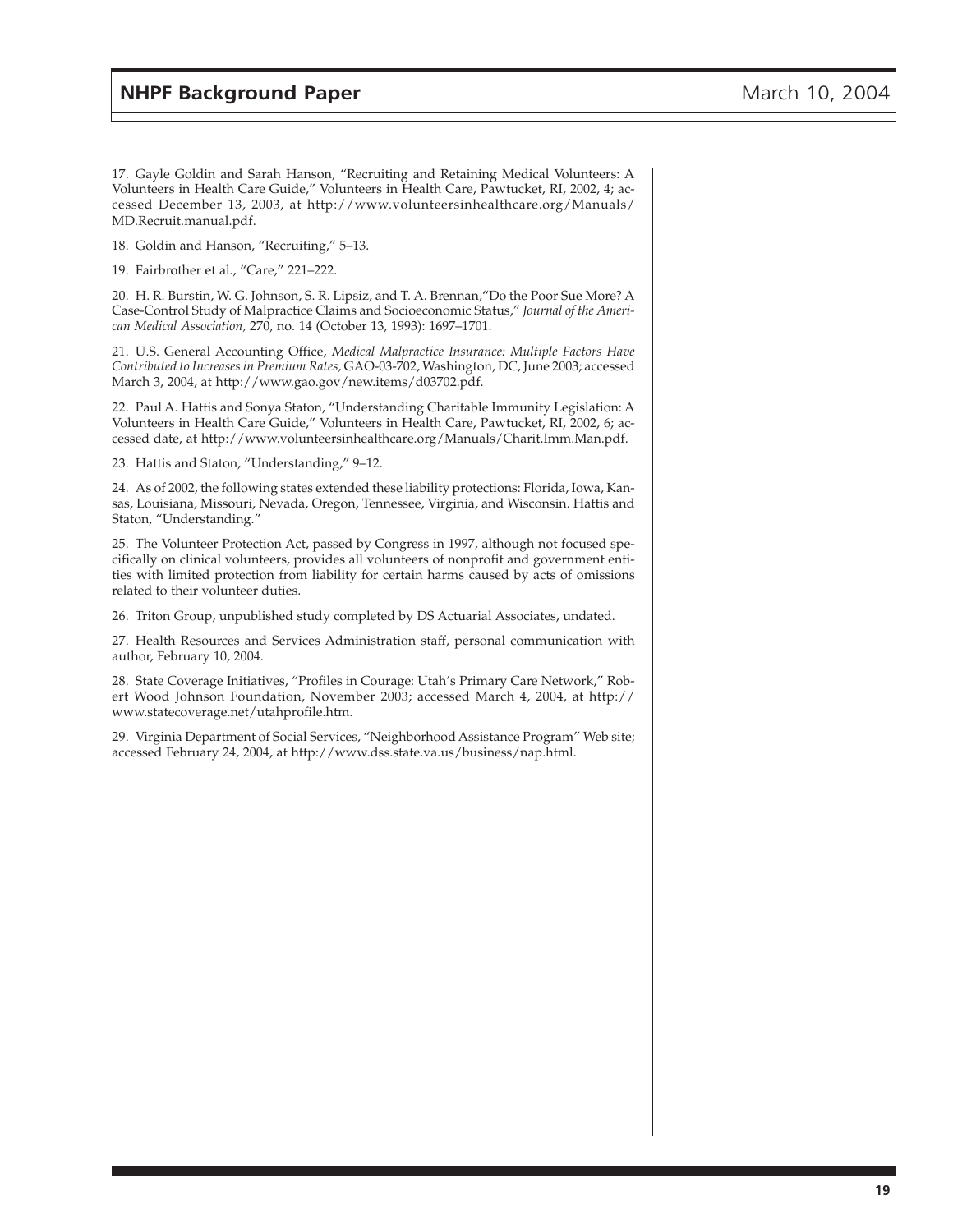17. Gayle Goldin and Sarah Hanson, "Recruiting and Retaining Medical Volunteers: A Volunteers in Health Care Guide," Volunteers in Health Care, Pawtucket, RI, 2002, 4; accessed December 13, 2003, at http://www.volunteersinhealthcare.org/Manuals/MD.Recruit.manual.pdf.

18. Goldin and Hanson, "Recruiting," 5–13.

19. Fairbrother et al., "Care," 221–222.

20. H. R. Burstin, W. G. Johnson, S. R. Lipsiz, and T. A. Brennan,"Do the Poor Sue More? A Case-Control Study of Malpractice Claims and Socioeconomic Status," *Journal of the American Medical Association,* 270, no. 14 (October 13, 1993): 1697–1701.

21. U.S. General Accounting Office, *Medical Malpractice Insurance: Multiple Factors Have Contributed to Increases in Premium Rates,* GAO-03-702, Washington, DC, June 2003; accessed March 3, 2004, at http://www.gao.gov/new.items/d03702.pdf.

22. Paul A. Hattis and Sonya Staton, "Understanding Charitable Immunity Legislation: A Volunteers in Health Care Guide," Volunteers in Health Care, Pawtucket, RI, 2002, 6; accessed date, at http://www.volunteersinhealthcare.org/Manuals/Charit.Imm.Man.pdf.

23. Hattis and Staton, "Understanding," 9–12.

24. As of 2002, the following states extended these liability protections: Florida, Iowa, Kansas, Louisiana, Missouri, Nevada, Oregon, Tennessee, Virginia, and Wisconsin. Hattis and Staton, "Understanding."

25. The Volunteer Protection Act, passed by Congress in 1997, although not focused specifically on clinical volunteers, provides all volunteers of nonprofit and government entities with limited protection from liability for certain harms caused by acts of omissions related to their volunteer duties.

26. Triton Group, unpublished study completed by DS Actuarial Associates, undated.

27. Health Resources and Services Administration staff, personal communication with author, February 10, 2004.

28. State Coverage Initiatives, "Profiles in Courage: Utah's Primary Care Network," Robert Wood Johnson Foundation, November 2003; accessed March 4, 2004, at http://www.statecoverage.net/utahprofile.htm.

29. Virginia Department of Social Services, "Neighborhood Assistance Program" Web site; accessed February 24, 2004, at http://www.dss.state.va.us/business/nap.html.